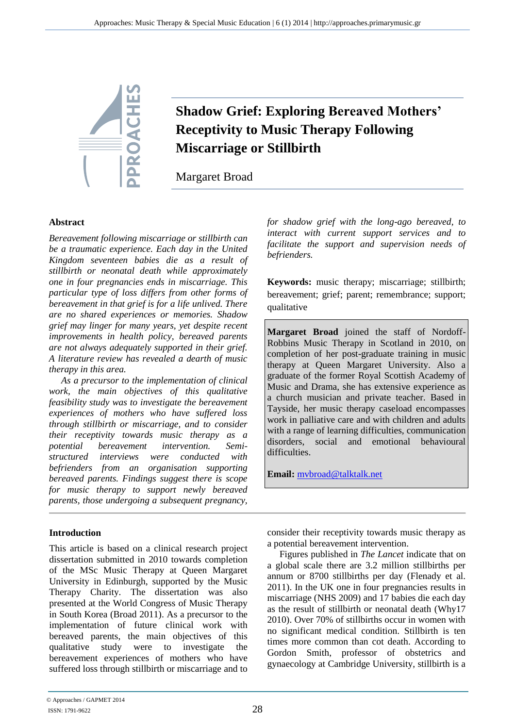# Shadow Grief: Exploring Bereaved Mothers' Receptivity to Music Therapy Following Miscarriage or Stillbirth

Margaret Broad

## Abstract

*Bereavement following miscarriage or stillbirth can be a traumatic experience. Each day in the United Kingdom seventeen babies die as a result of stillbirth or neonatal death while approximately one in four pregnancies ends in miscarriage. This particular type of loss differs from other forms of bereavement in that grief is for a life unlived. There are no shared experiences or memories. Shadow grief may linger for many years, yet despite recent improvements in health policy, bereaved parents are not always adequately supported in their grief. A literature review has revealed a dearth of music therapy in this area.*

*As a precursor to the implementation of clinical work, the main objectives of this qualitative feasibility study was to investigate the bereavement experiences of mothers who have suffered loss through stillbirth or miscarriage, and to consider their receptivity towards music therapy as a potential bereavement intervention. Semi-structured interviews were conducted with befrienders from an organisation supporting bereaved parents. Findings suggest there is scope for music therapy to support newly bereaved parents, those undergoing a subsequent pregnancy, for shadow grief with the long-ago bereaved, to interact with current support services and to facilitate the support and supervision needs of befrienders.*

**Keywords:** music therapy; miscarriage; stillbirth; bereavement; grief; parent; remembrance; support; qualitative

**Margaret Broad** joined the staff of Nordoff-Robbins Music Therapy in Scotland in 2010, on completion of her post-graduate training in music therapy at Queen Margaret University. Also a graduate of the former Royal Scottish Academy of Music and Drama, she has extensive experience as a church musician and private teacher. Based in Tayside, her music therapy caseload encompasses work in palliative care and with children and adults with a range of learning difficulties, communication disorders, social and emotional behavioural difficulties.

**Email:** mvbroad@talktalk.net

## Introduction

This article is based on a clinical research project dissertation submitted in 2010 towards completion of the MSc Music Therapy at Queen Margaret University in Edinburgh, supported by the Music Therapy Charity. The dissertation was also presented at the World Congress of Music Therapy in South Korea (Broad 2011). As a precursor to the implementation of future clinical work with bereaved parents, the main objectives of this qualitative study were to investigate the bereavement experiences of mothers who have suffered loss through stillbirth or miscarriage and to consider their receptivity towards music therapy as a potential bereavement intervention.

Figures published in *The Lancet* indicate that on a global scale there are 3.2 million stillbirths per annum or 8700 stillbirths per day (Flenady et al. 2011). In the UK one in four pregnancies results in miscarriage (NHS 2009) and 17 babies die each day as the result of stillbirth or neonatal death (Why17 2010). Over 70% of stillbirths occur in women with no significant medical condition. Stillbirth is ten times more common than cot death. According to Gordon Smith, professor of obstetrics and gynaecology at Cambridge University, stillbirth is a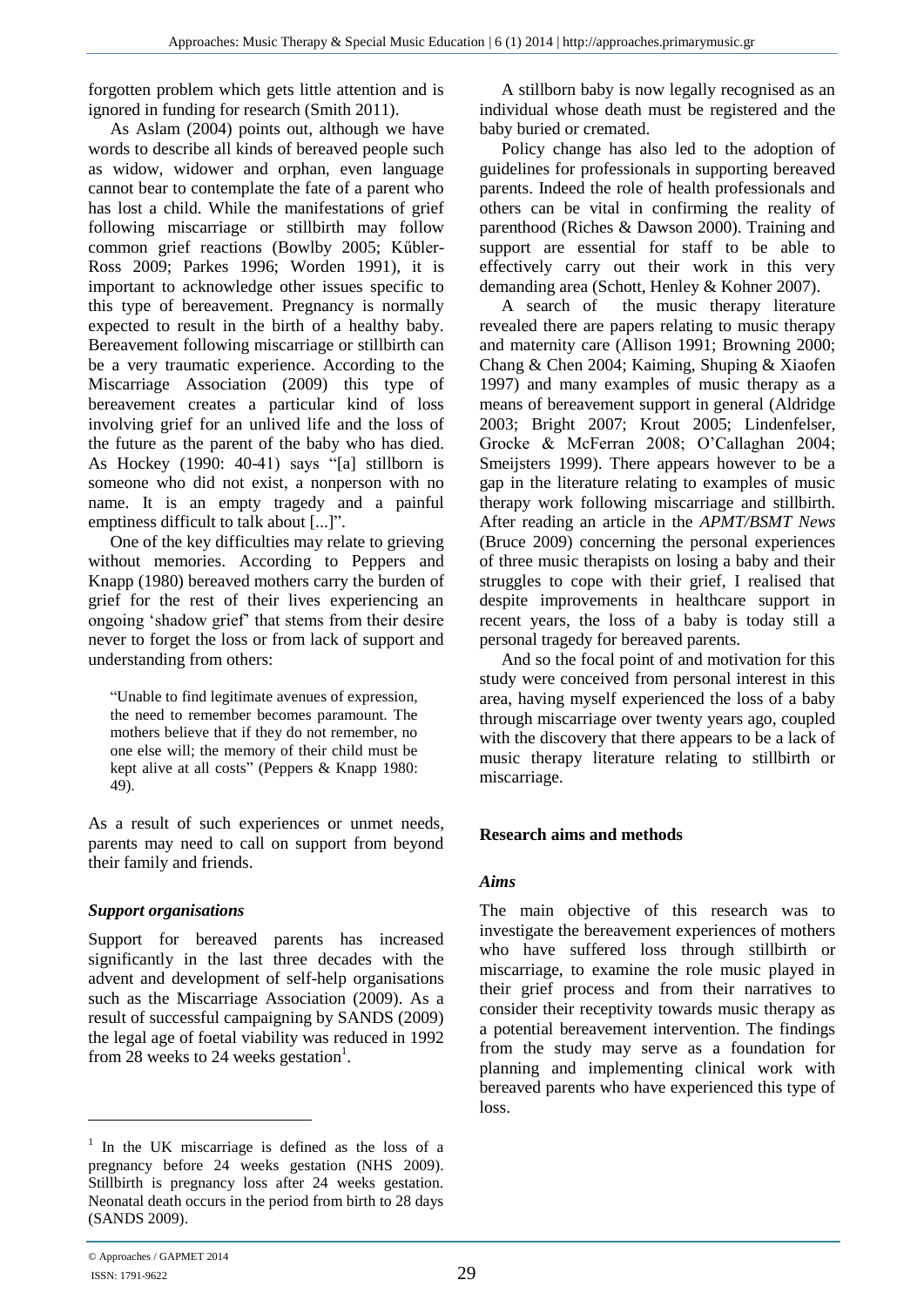forgotten problem which gets little attention and is ignored in funding for research (Smith 2011).

As Aslam (2004) points out, although we have words to describe all kinds of bereaved people such as widow, widower and orphan, even language cannot bear to contemplate the fate of a parent who has lost a child. While the manifestations of grief following miscarriage or stillbirth may follow common grief reactions (Bowlby 2005; Kűbler-Ross 2009; Parkes 1996; Worden 1991), it is important to acknowledge other issues specific to this type of bereavement. Pregnancy is normally expected to result in the birth of a healthy baby. Bereavement following miscarriage or stillbirth can be a very traumatic experience. According to the Miscarriage Association (2009) this type of bereavement creates a particular kind of loss involving grief for an unlived life and the loss of the future as the parent of the baby who has died. As Hockey (1990: 40-41) says "[a] stillborn is someone who did not exist, a nonperson with no name. It is an empty tragedy and a painful emptiness difficult to talk about [...]".

One of the key difficulties may relate to grieving without memories. According to Peppers and Knapp (1980) bereaved mothers carry the burden of grief for the rest of their lives experiencing an ongoing 'shadow grief' that stems from their desire never to forget the loss or from lack of support and understanding from others:

> "Unable to find legitimate avenues of expression, the need to remember becomes paramount. The mothers believe that if they do not remember, no one else will; the memory of their child must be kept alive at all costs" (Peppers & Knapp 1980: 49).

As a result of such experiences or unmet needs, parents may need to call on support from beyond their family and friends.

### *Support organisations*

Support for bereaved parents has increased significantly in the last three decades with the advent and development of self-help organisations such as the Miscarriage Association (2009). As a result of successful campaigning by SANDS (2009) the legal age of foetal viability was reduced in 1992 from 28 weeks to 24 weeks gestation[1].

A stillborn baby is now legally recognised as an individual whose death must be registered and the baby buried or cremated.

Policy change has also led to the adoption of guidelines for professionals in supporting bereaved parents. Indeed the role of health professionals and others can be vital in confirming the reality of parenthood (Riches & Dawson 2000). Training and support are essential for staff to be able to effectively carry out their work in this very demanding area (Schott, Henley & Kohner 2007).

A search of the music therapy literature revealed there are papers relating to music therapy and maternity care (Allison 1991; Browning 2000; Chang & Chen 2004; Kaiming, Shuping & Xiaofen 1997) and many examples of music therapy as a means of bereavement support in general (Aldridge 2003; Bright 2007; Krout 2005; Lindenfelser, Grocke & McFerran 2008; O'Callaghan 2004; Smeijsters 1999). There appears however to be a gap in the literature relating to examples of music therapy work following miscarriage and stillbirth. After reading an article in the *APMT/BSMT News* (Bruce 2009) concerning the personal experiences of three music therapists on losing a baby and their struggles to cope with their grief, I realised that despite improvements in healthcare support in recent years, the loss of a baby is today still a personal tragedy for bereaved parents.

And so the focal point of and motivation for this study were conceived from personal interest in this area, having myself experienced the loss of a baby through miscarriage over twenty years ago, coupled with the discovery that there appears to be a lack of music therapy literature relating to stillbirth or miscarriage.

## Research aims and methods

### *Aims*

The main objective of this research was to investigate the bereavement experiences of mothers who have suffered loss through stillbirth or miscarriage, to examine the role music played in their grief process and from their narratives to consider their receptivity towards music therapy as a potential bereavement intervention. The findings from the study may serve as a foundation for planning and implementing clinical work with bereaved parents who have experienced this type of loss.

---

[1] In the UK miscarriage is defined as the loss of a pregnancy before 24 weeks gestation (NHS 2009). Stillbirth is pregnancy loss after 24 weeks gestation. Neonatal death occurs in the period from birth to 28 days (SANDS 2009).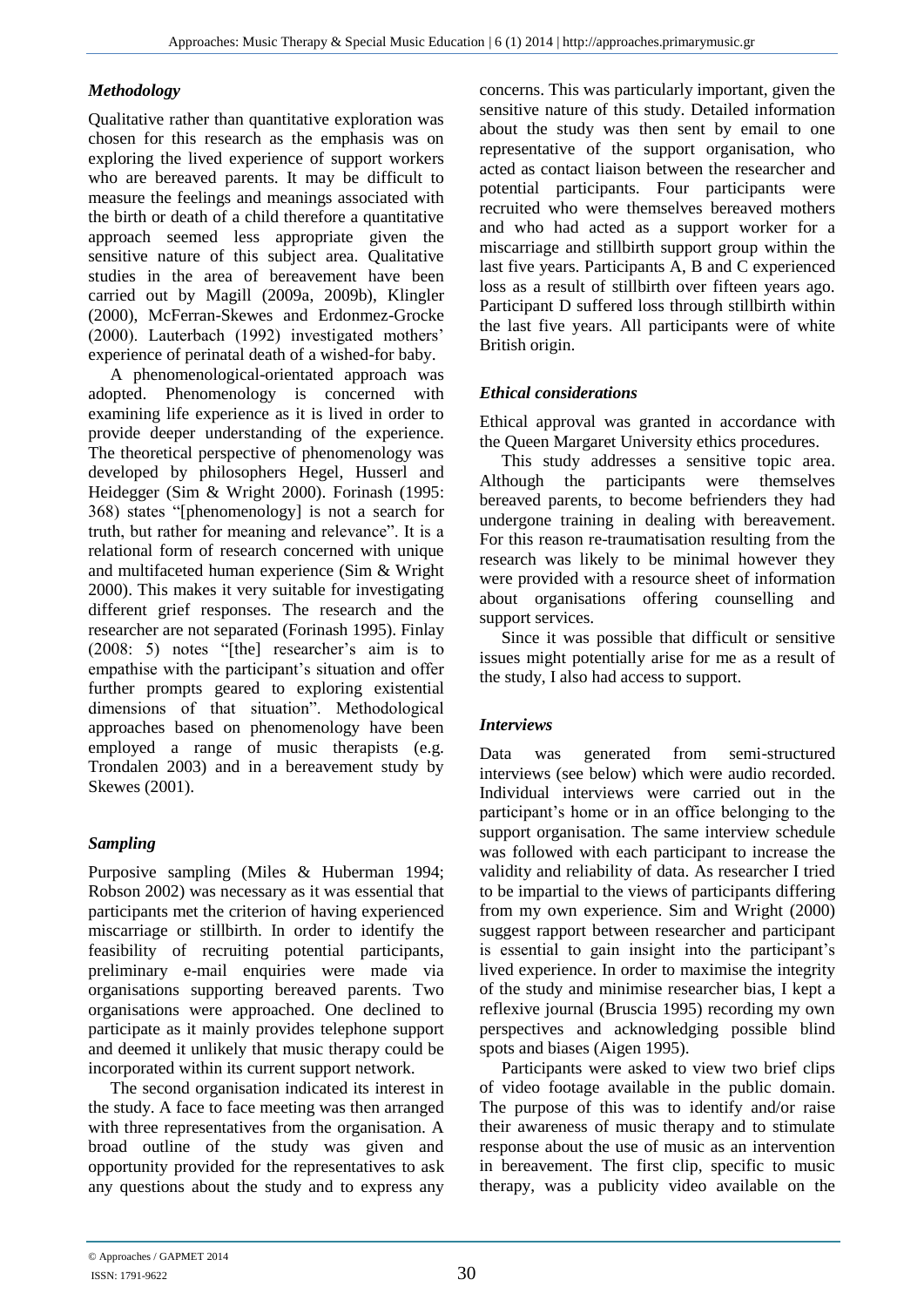### *Methodology*

Qualitative rather than quantitative exploration was chosen for this research as the emphasis was on exploring the lived experience of support workers who are bereaved parents. It may be difficult to measure the feelings and meanings associated with the birth or death of a child therefore a quantitative approach seemed less appropriate given the sensitive nature of this subject area. Qualitative studies in the area of bereavement have been carried out by Magill (2009a, 2009b), Klingler (2000), McFerran-Skewes and Erdonmez-Grocke (2000). Lauterbach (1992) investigated mothers' experience of perinatal death of a wished-for baby.

A phenomenological-orientated approach was adopted. Phenomenology is concerned with examining life experience as it is lived in order to provide deeper understanding of the experience. The theoretical perspective of phenomenology was developed by philosophers Hegel, Husserl and Heidegger (Sim & Wright 2000). Forinash (1995: 368) states "[phenomenology] is not a search for truth, but rather for meaning and relevance". It is a relational form of research concerned with unique and multifaceted human experience (Sim & Wright 2000). This makes it very suitable for investigating different grief responses. The research and the researcher are not separated (Forinash 1995). Finlay (2008: 5) notes "[the] researcher's aim is to empathise with the participant's situation and offer further prompts geared to exploring existential dimensions of that situation". Methodological approaches based on phenomenology have been employed a range of music therapists (e.g. Trondalen 2003) and in a bereavement study by Skewes (2001).

### *Sampling*

Purposive sampling (Miles & Huberman 1994; Robson 2002) was necessary as it was essential that participants met the criterion of having experienced miscarriage or stillbirth. In order to identify the feasibility of recruiting potential participants, preliminary e-mail enquiries were made via organisations supporting bereaved parents. Two organisations were approached. One declined to participate as it mainly provides telephone support and deemed it unlikely that music therapy could be incorporated within its current support network.

The second organisation indicated its interest in the study. A face to face meeting was then arranged with three representatives from the organisation. A broad outline of the study was given and opportunity provided for the representatives to ask any questions about the study and to express any concerns. This was particularly important, given the sensitive nature of this study. Detailed information about the study was then sent by email to one representative of the support organisation, who acted as contact liaison between the researcher and potential participants. Four participants were recruited who were themselves bereaved mothers and who had acted as a support worker for a miscarriage and stillbirth support group within the last five years. Participants A, B and C experienced loss as a result of stillbirth over fifteen years ago. Participant D suffered loss through stillbirth within the last five years. All participants were of white British origin.

### *Ethical considerations*

Ethical approval was granted in accordance with the Queen Margaret University ethics procedures.

This study addresses a sensitive topic area. Although the participants were themselves bereaved parents, to become befrienders they had undergone training in dealing with bereavement. For this reason re-traumatisation resulting from the research was likely to be minimal however they were provided with a resource sheet of information about organisations offering counselling and support services.

Since it was possible that difficult or sensitive issues might potentially arise for me as a result of the study, I also had access to support.

### *Interviews*

Data was generated from semi-structured interviews (see below) which were audio recorded. Individual interviews were carried out in the participant's home or in an office belonging to the support organisation. The same interview schedule was followed with each participant to increase the validity and reliability of data. As researcher I tried to be impartial to the views of participants differing from my own experience. Sim and Wright (2000) suggest rapport between researcher and participant is essential to gain insight into the participant's lived experience. In order to maximise the integrity of the study and minimise researcher bias, I kept a reflexive journal (Bruscia 1995) recording my own perspectives and acknowledging possible blind spots and biases (Aigen 1995).

Participants were asked to view two brief clips of video footage available in the public domain. The purpose of this was to identify and/or raise their awareness of music therapy and to stimulate response about the use of music as an intervention in bereavement. The first clip, specific to music therapy, was a publicity video available on the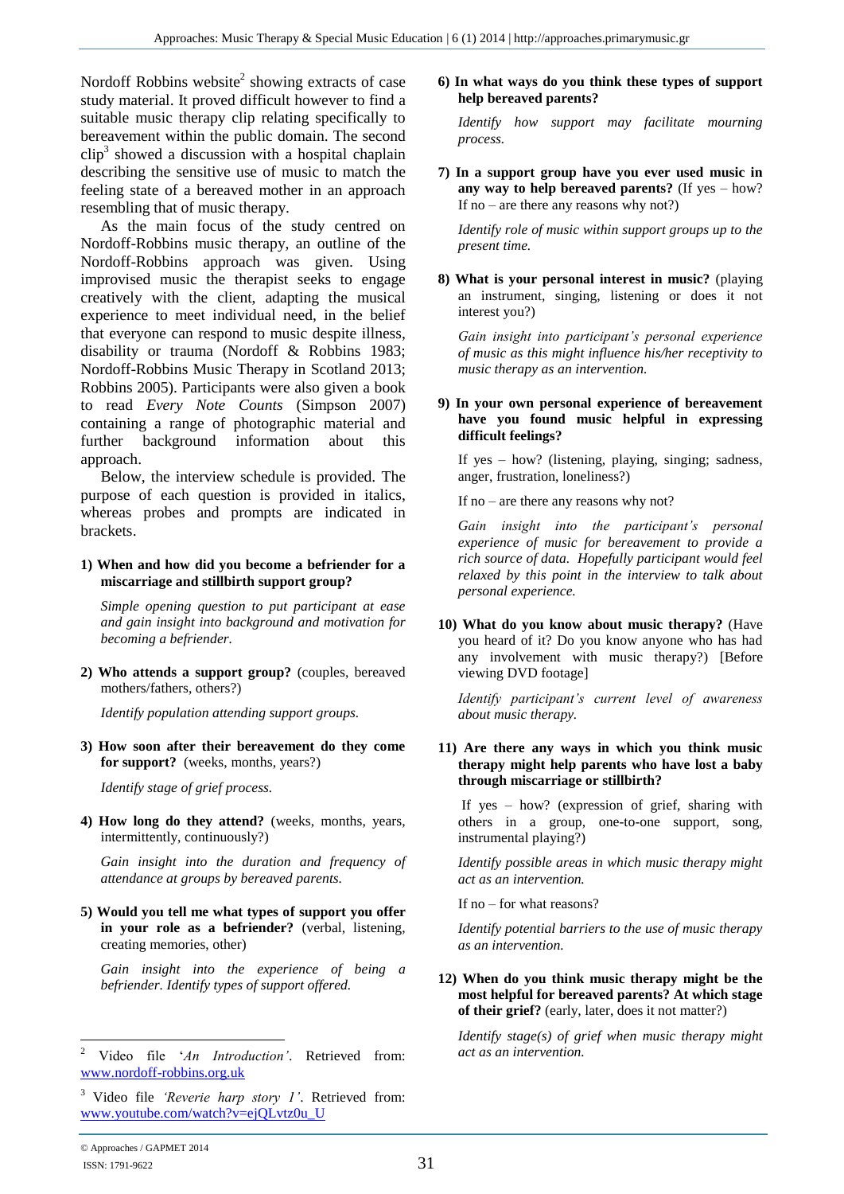Nordoff Robbins website[2] showing extracts of case study material. It proved difficult however to find a suitable music therapy clip relating specifically to bereavement within the public domain. The second clip[3] showed a discussion with a hospital chaplain describing the sensitive use of music to match the feeling state of a bereaved mother in an approach resembling that of music therapy.

As the main focus of the study centred on Nordoff-Robbins music therapy, an outline of the Nordoff-Robbins approach was given. Using improvised music the therapist seeks to engage creatively with the client, adapting the musical experience to meet individual need, in the belief that everyone can respond to music despite illness, disability or trauma (Nordoff & Robbins 1983; Nordoff-Robbins Music Therapy in Scotland 2013; Robbins 2005). Participants were also given a book to read *Every Note Counts* (Simpson 2007) containing a range of photographic material and further background information about this approach.

Below, the interview schedule is provided. The purpose of each question is provided in italics, whereas probes and prompts are indicated in brackets.

1) **When and how did you become a befriender for a miscarriage and stillbirth support group?**

   *Simple opening question to put participant at ease and gain insight into background and motivation for becoming a befriender.*

2) **Who attends a support group?** (couples, bereaved mothers/fathers, others?)

   *Identify population attending support groups.*

3) **How soon after their bereavement do they come for support?** (weeks, months, years?)

   *Identify stage of grief process.*

4) **How long do they attend?** (weeks, months, years, intermittently, continuously?)

   *Gain insight into the duration and frequency of attendance at groups by bereaved parents.*

5) **Would you tell me what types of support you offer in your role as a befriender?** (verbal, listening, creating memories, other)

   *Gain insight into the experience of being a befriender. Identify types of support offered.*

6) **In what ways do you think these types of support help bereaved parents?**

   *Identify how support may facilitate mourning process.*

7) **In a support group have you ever used music in any way to help bereaved parents?** (If yes – how? If no – are there any reasons why not?)

   *Identify role of music within support groups up to the present time.*

8) **What is your personal interest in music?** (playing an instrument, singing, listening or does it not interest you?)

   *Gain insight into participant's personal experience of music as this might influence his/her receptivity to music therapy as an intervention.*

9) **In your own personal experience of bereavement have you found music helpful in expressing difficult feelings?**

   If yes – how? (listening, playing, singing; sadness, anger, frustration, loneliness?)

   If no – are there any reasons why not?

   *Gain insight into the participant's personal experience of music for bereavement to provide a rich source of data. Hopefully participant would feel relaxed by this point in the interview to talk about personal experience.*

10) **What do you know about music therapy?** (Have you heard of it? Do you know anyone who has had any involvement with music therapy?) [Before viewing DVD footage]

    *Identify participant's current level of awareness about music therapy.*

11) **Are there any ways in which you think music therapy might help parents who have lost a baby through miscarriage or stillbirth?**

    If yes – how? (expression of grief, sharing with others in a group, one-to-one support, song, instrumental playing?)

    *Identify possible areas in which music therapy might act as an intervention.*

    If no – for what reasons?

    *Identify potential barriers to the use of music therapy as an intervention.*

12) **When do you think music therapy might be the most helpful for bereaved parents? At which stage of their grief?** (early, later, does it not matter?)

    *Identify stage(s) of grief when music therapy might act as an intervention.*

---

[2] Video file '*An Introduction*'. Retrieved from: www.nordoff-robbins.org.uk

[3] Video file *'Reverie harp story 1'*. Retrieved from: www.youtube.com/watch?v=ejQLvtz0u_U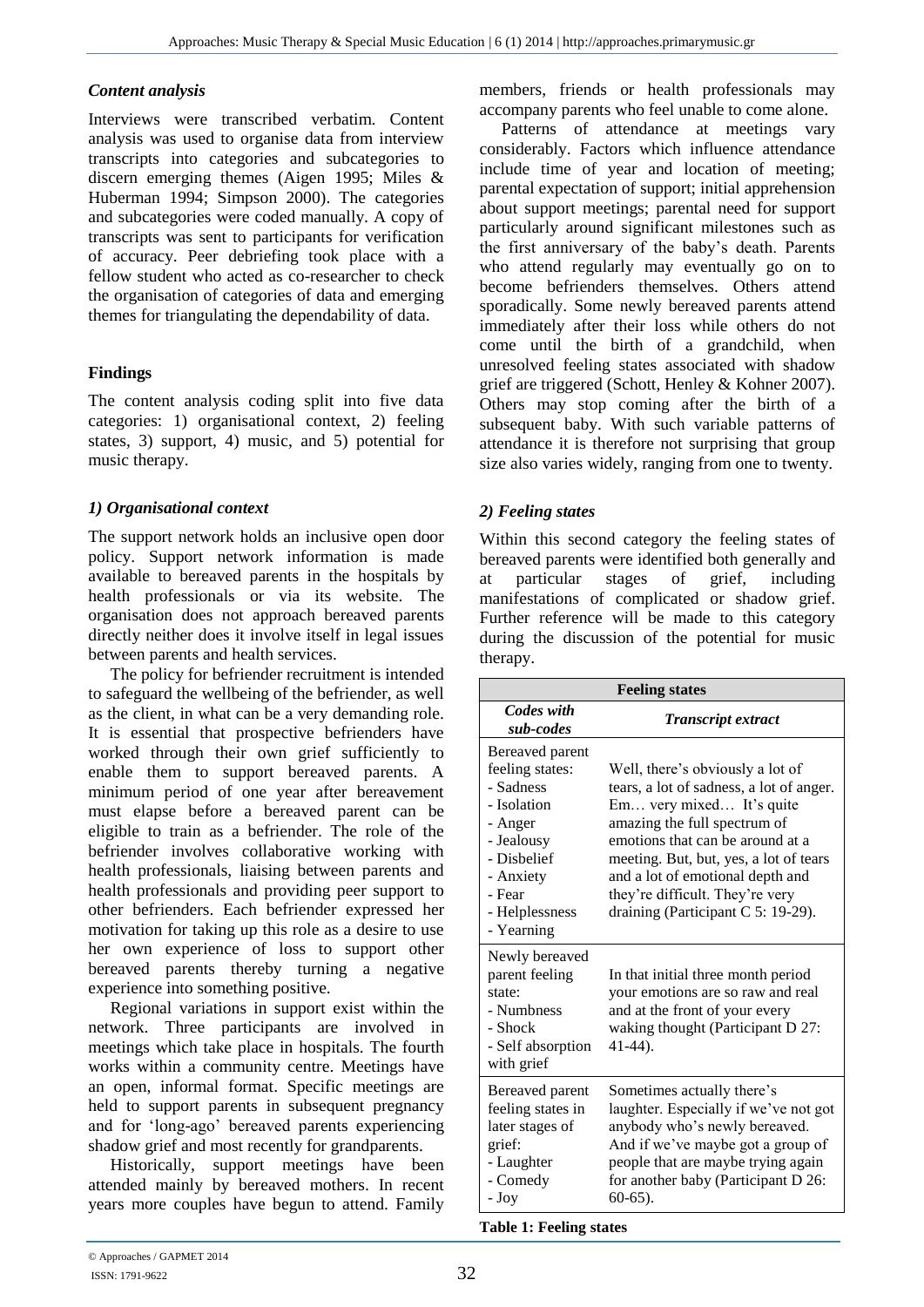### *Content analysis*

Interviews were transcribed verbatim. Content analysis was used to organise data from interview transcripts into categories and subcategories to discern emerging themes (Aigen 1995; Miles & Huberman 1994; Simpson 2000). The categories and subcategories were coded manually. A copy of transcripts was sent to participants for verification of accuracy. Peer debriefing took place with a fellow student who acted as co-researcher to check the organisation of categories of data and emerging themes for triangulating the dependability of data.

## Findings

The content analysis coding split into five data categories: 1) organisational context, 2) feeling states, 3) support, 4) music, and 5) potential for music therapy.

### *1) Organisational context*

The support network holds an inclusive open door policy. Support network information is made available to bereaved parents in the hospitals by health professionals or via its website. The organisation does not approach bereaved parents directly neither does it involve itself in legal issues between parents and health services.

The policy for befriender recruitment is intended to safeguard the wellbeing of the befriender, as well as the client, in what can be a very demanding role. It is essential that prospective befrienders have worked through their own grief sufficiently to enable them to support bereaved parents. A minimum period of one year after bereavement must elapse before a bereaved parent can be eligible to train as a befriender. The role of the befriender involves collaborative working with health professionals, liaising between parents and health professionals and providing peer support to other befrienders. Each befriender expressed her motivation for taking up this role as a desire to use her own experience of loss to support other bereaved parents thereby turning a negative experience into something positive.

Regional variations in support exist within the network. Three participants are involved in meetings which take place in hospitals. The fourth works within a community centre. Meetings have an open, informal format. Specific meetings are held to support parents in subsequent pregnancy and for 'long-ago' bereaved parents experiencing shadow grief and most recently for grandparents.

Historically, support meetings have been attended mainly by bereaved mothers. In recent years more couples have begun to attend. Family members, friends or health professionals may accompany parents who feel unable to come alone.

Patterns of attendance at meetings vary considerably. Factors which influence attendance include time of year and location of meeting; parental expectation of support; initial apprehension about support meetings; parental need for support particularly around significant milestones such as the first anniversary of the baby's death. Parents who attend regularly may eventually go on to become befrienders themselves. Others attend sporadically. Some newly bereaved parents attend immediately after their loss while others do not come until the birth of a grandchild, when unresolved feeling states associated with shadow grief are triggered (Schott, Henley & Kohner 2007). Others may stop coming after the birth of a subsequent baby. With such variable patterns of attendance it is therefore not surprising that group size also varies widely, ranging from one to twenty.

### *2) Feeling states*

Within this second category the feeling states of bereaved parents were identified both generally and at particular stages of grief, including manifestations of complicated or shadow grief. Further reference will be made to this category during the discussion of the potential for music therapy.

| **Feeling states** | |
|---|---|
| ***Codes with sub-codes*** | ***Transcript extract*** |
| Bereaved parent feeling states:<br>- Sadness<br>- Isolation<br>- Anger<br>- Jealousy<br>- Disbelief<br>- Anxiety<br>- Fear<br>- Helplessness<br>- Yearning | Well, there's obviously a lot of tears, a lot of sadness, a lot of anger. Em… very mixed… It's quite amazing the full spectrum of emotions that can be around at a meeting. But, but, yes, a lot of tears and a lot of emotional depth and they're difficult. They're very draining (Participant C 5: 19-29). |
| Newly bereaved parent feeling state:<br>- Numbness<br>- Shock<br>- Self absorption with grief | In that initial three month period your emotions are so raw and real and at the front of your every waking thought (Participant D 27: 41-44). |
| Bereaved parent feeling states in later stages of grief:<br>- Laughter<br>- Comedy<br>- Joy | Sometimes actually there's laughter. Especially if we've not got anybody who's newly bereaved. And if we've maybe got a group of people that are maybe trying again for another baby (Participant D 26: 60-65). |

**Table 1: Feeling states**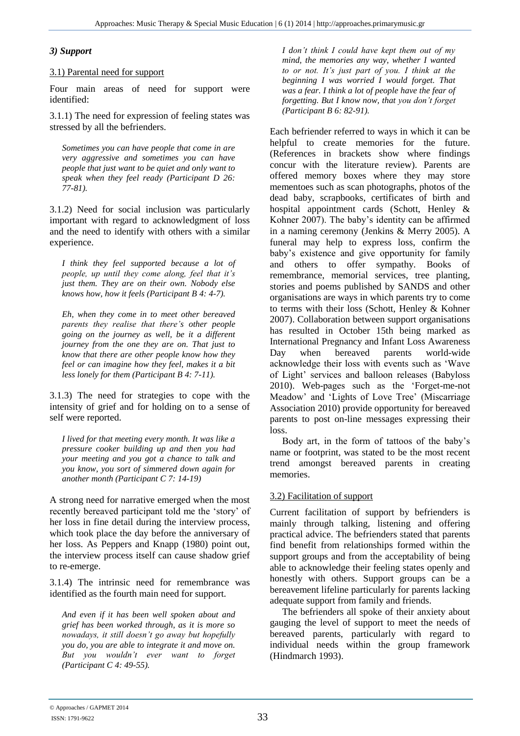### *3) Support*

3.1) Parental need for support

Four main areas of need for support were identified:

3.1.1) The need for expression of feeling states was stressed by all the befrienders.

> *Sometimes you can have people that come in are very aggressive and sometimes you can have people that just want to be quiet and only want to speak when they feel ready (Participant D 26: 77-81).*

3.1.2) Need for social inclusion was particularly important with regard to acknowledgment of loss and the need to identify with others with a similar experience.

> *I think they feel supported because a lot of people, up until they come along, feel that it's just them. They are on their own. Nobody else knows how, how it feels (Participant B 4: 4-7).*

> *Eh, when they come in to meet other bereaved parents they realise that there's other people going on the journey as well, be it a different journey from the one they are on. That just to know that there are other people know how they feel or can imagine how they feel, makes it a bit less lonely for them (Participant B 4: 7-11).*

3.1.3) The need for strategies to cope with the intensity of grief and for holding on to a sense of self were reported.

> *I lived for that meeting every month. It was like a pressure cooker building up and then you had your meeting and you got a chance to talk and you know, you sort of simmered down again for another month (Participant C 7: 14-19)*

A strong need for narrative emerged when the most recently bereaved participant told me the 'story' of her loss in fine detail during the interview process, which took place the day before the anniversary of her loss. As Peppers and Knapp (1980) point out, the interview process itself can cause shadow grief to re-emerge.

3.1.4) The intrinsic need for remembrance was identified as the fourth main need for support.

> *And even if it has been well spoken about and grief has been worked through, as it is more so nowadays, it still doesn't go away but hopefully you do, you are able to integrate it and move on. But you wouldn't ever want to forget (Participant C 4: 49-55).*

> *I don't think I could have kept them out of my mind, the memories any way, whether I wanted to or not. It's just part of you. I think at the beginning I was worried I would forget. That was a fear. I think a lot of people have the fear of forgetting. But I know now, that you don't forget (Participant B 6: 82-91).*

Each befriender referred to ways in which it can be helpful to create memories for the future. (References in brackets show where findings concur with the literature review). Parents are offered memory boxes where they may store mementoes such as scan photographs, photos of the dead baby, scrapbooks, certificates of birth and hospital appointment cards (Schott, Henley & Kohner 2007). The baby's identity can be affirmed in a naming ceremony (Jenkins & Merry 2005). A funeral may help to express loss, confirm the baby's existence and give opportunity for family and others to offer sympathy. Books of remembrance, memorial services, tree planting, stories and poems published by SANDS and other organisations are ways in which parents try to come to terms with their loss (Schott, Henley & Kohner 2007). Collaboration between support organisations has resulted in October 15th being marked as International Pregnancy and Infant Loss Awareness Day when bereaved parents world-wide acknowledge their loss with events such as 'Wave of Light' services and balloon releases (Babyloss 2010). Web-pages such as the 'Forget-me-not Meadow' and 'Lights of Love Tree' (Miscarriage Association 2010) provide opportunity for bereaved parents to post on-line messages expressing their loss.

Body art, in the form of tattoos of the baby's name or footprint, was stated to be the most recent trend amongst bereaved parents in creating memories.

3.2) Facilitation of support

Current facilitation of support by befrienders is mainly through talking, listening and offering practical advice. The befrienders stated that parents find benefit from relationships formed within the support groups and from the acceptability of being able to acknowledge their feeling states openly and honestly with others. Support groups can be a bereavement lifeline particularly for parents lacking adequate support from family and friends.

The befrienders all spoke of their anxiety about gauging the level of support to meet the needs of bereaved parents, particularly with regard to individual needs within the group framework (Hindmarch 1993).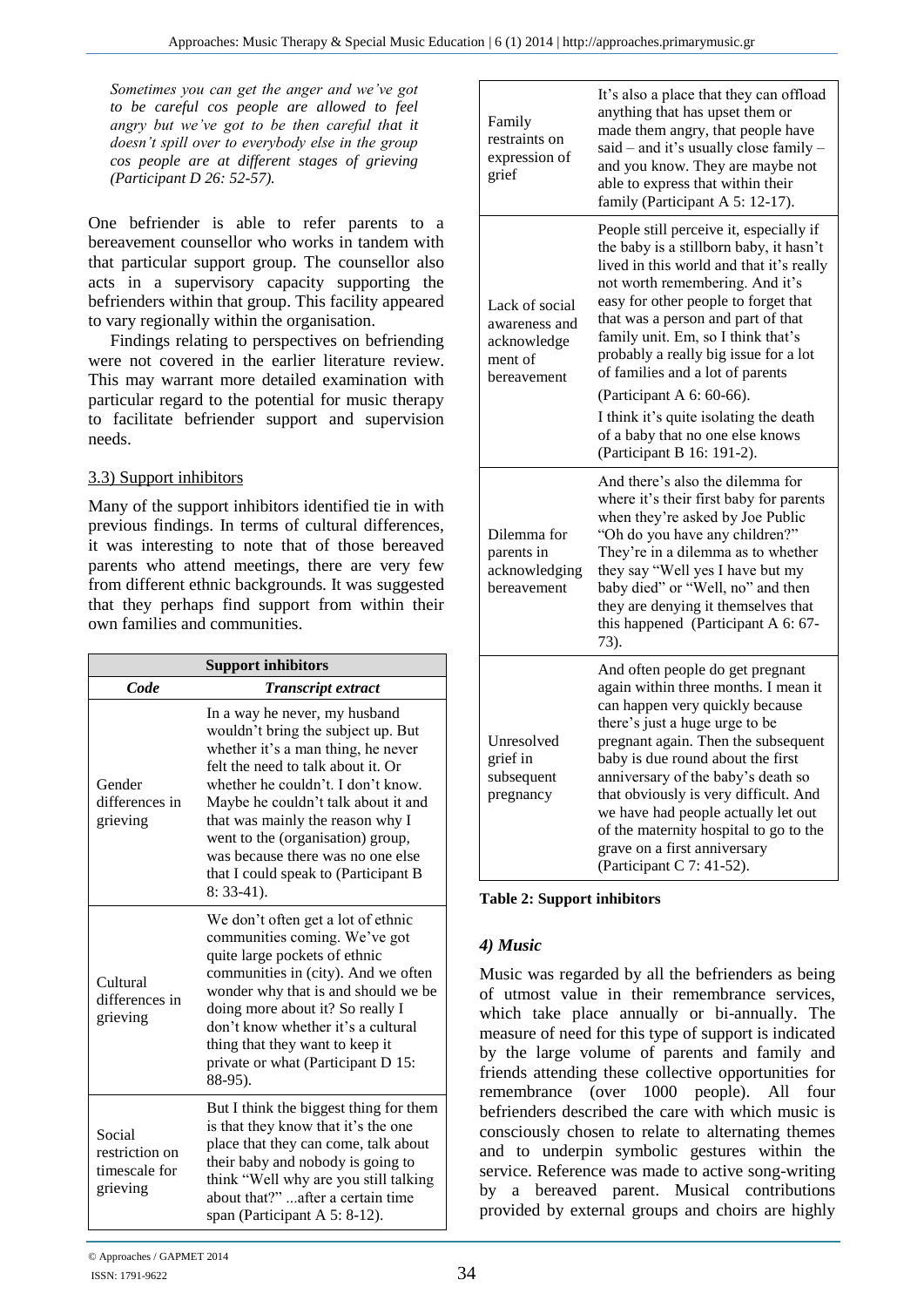*Sometimes you can get the anger and we've got to be careful cos people are allowed to feel angry but we've got to be then careful that it doesn't spill over to everybody else in the group cos people are at different stages of grieving (Participant D 26: 52-57).*

One befriender is able to refer parents to a bereavement counsellor who works in tandem with that particular support group. The counsellor also acts in a supervisory capacity supporting the befrienders within that group. This facility appeared to vary regionally within the organisation.

Findings relating to perspectives on befriending were not covered in the earlier literature review. This may warrant more detailed examination with particular regard to the potential for music therapy to facilitate befriender support and supervision needs.

### 3.3) Support inhibitors

Many of the support inhibitors identified tie in with previous findings. In terms of cultural differences, it was interesting to note that of those bereaved parents who attend meetings, there are very few from different ethnic backgrounds. It was suggested that they perhaps find support from within their own families and communities.

| **Support inhibitors** | |
|---|---|
| ***Code*** | ***Transcript extract*** |
| Gender differences in grieving | In a way he never, my husband wouldn't bring the subject up. But whether it's a man thing, he never felt the need to talk about it. Or whether he couldn't. I don't know. Maybe he couldn't talk about it and that was mainly the reason why I went to the (organisation) group, was because there was no one else that I could speak to (Participant B 8: 33-41). |
| Cultural differences in grieving | We don't often get a lot of ethnic communities coming. We've got quite large pockets of ethnic communities in (city). And we often wonder why that is and should we be doing more about it? So really I don't know whether it's a cultural thing that they want to keep it private or what (Participant D 15: 88-95). |
| Social restriction on timescale for grieving | But I think the biggest thing for them is that they know that it's the one place that they can come, talk about their baby and nobody is going to think "Well why are you still talking about that?" ...after a certain time span (Participant A 5: 8-12). |
| Family restraints on expression of grief | It's also a place that they can offload anything that has upset them or made them angry, that people have said – and it's usually close family – and you know. They are maybe not able to express that within their family (Participant A 5: 12-17). |
| Lack of social awareness and acknowledgement of bereavement | People still perceive it, especially if the baby is a stillborn baby, it hasn't lived in this world and that it's really not worth remembering. And it's easy for other people to forget that that was a person and part of that family unit. Em, so I think that's probably a really big issue for a lot of families and a lot of parents (Participant A 6: 60-66). I think it's quite isolating the death of a baby that no one else knows (Participant B 16: 191-2). |
| Dilemma for parents in acknowledging bereavement | And there's also the dilemma for where it's their first baby for parents when they're asked by Joe Public "Oh do you have any children?" They're in a dilemma as to whether they say "Well yes I have but my baby died" or "Well, no" and then they are denying it themselves that this happened (Participant A 6: 67-73). |
| Unresolved grief in subsequent pregnancy | And often people do get pregnant again within three months. I mean it can happen very quickly because there's just a huge urge to be pregnant again. Then the subsequent baby is due round about the first anniversary of the baby's death so that obviously is very difficult. And we have had people actually let out of the maternity hospital to go to the grave on a first anniversary (Participant C 7: 41-52). |

**Table 2: Support inhibitors**

### *4) Music*

Music was regarded by all the befrienders as being of utmost value in their remembrance services, which take place annually or bi-annually. The measure of need for this type of support is indicated by the large volume of parents and family and friends attending these collective opportunities for remembrance (over 1000 people). All four befrienders described the care with which music is consciously chosen to relate to alternating themes and to underpin symbolic gestures within the service. Reference was made to active song-writing by a bereaved parent. Musical contributions provided by external groups and choirs are highly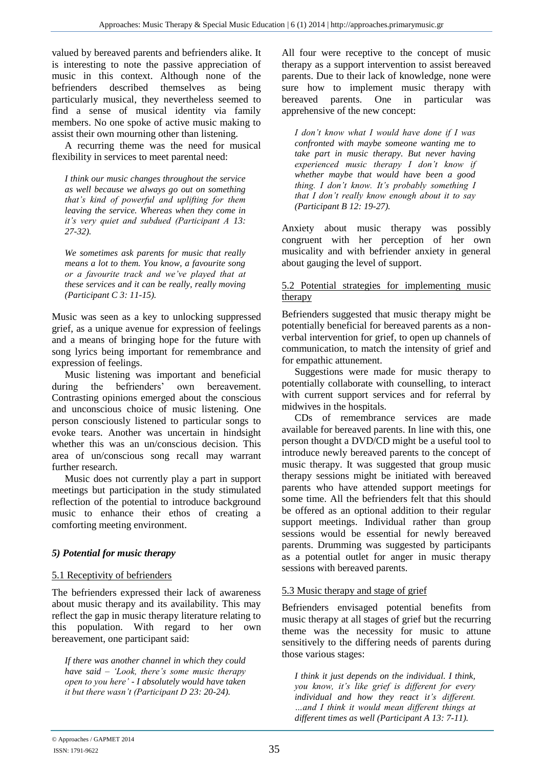valued by bereaved parents and befrienders alike. It is interesting to note the passive appreciation of music in this context. Although none of the befrienders described themselves as being particularly musical, they nevertheless seemed to find a sense of musical identity via family members. No one spoke of active music making to assist their own mourning other than listening.

A recurring theme was the need for musical flexibility in services to meet parental need:

> *I think our music changes throughout the service as well because we always go out on something that's kind of powerful and uplifting for them leaving the service. Whereas when they come in it's very quiet and subdued (Participant A 13: 27-32).*

> *We sometimes ask parents for music that really means a lot to them. You know, a favourite song or a favourite track and we've played that at these services and it can be really, really moving (Participant C 3: 11-15).*

Music was seen as a key to unlocking suppressed grief, as a unique avenue for expression of feelings and a means of bringing hope for the future with song lyrics being important for remembrance and expression of feelings.

Music listening was important and beneficial during the befrienders' own bereavement. Contrasting opinions emerged about the conscious and unconscious choice of music listening. One person consciously listened to particular songs to evoke tears. Another was uncertain in hindsight whether this was an un/conscious decision. This area of un/conscious song recall may warrant further research.

Music does not currently play a part in support meetings but participation in the study stimulated reflection of the potential to introduce background music to enhance their ethos of creating a comforting meeting environment.

### *5) Potential for music therapy*

#### 5.1 Receptivity of befrienders

The befrienders expressed their lack of awareness about music therapy and its availability. This may reflect the gap in music therapy literature relating to this population. With regard to her own bereavement, one participant said:

> *If there was another channel in which they could have said – 'Look, there's some music therapy open to you here' - I absolutely would have taken it but there wasn't (Participant D 23: 20-24).*

All four were receptive to the concept of music therapy as a support intervention to assist bereaved parents. Due to their lack of knowledge, none were sure how to implement music therapy with bereaved parents. One in particular was apprehensive of the new concept:

> *I don't know what I would have done if I was confronted with maybe someone wanting me to take part in music therapy. But never having experienced music therapy I don't know if whether maybe that would have been a good thing. I don't know. It's probably something I that I don't really know enough about it to say (Participant B 12: 19-27).*

Anxiety about music therapy was possibly congruent with her perception of her own musicality and with befriender anxiety in general about gauging the level of support.

#### 5.2 Potential strategies for implementing music therapy

Befrienders suggested that music therapy might be potentially beneficial for bereaved parents as a non-verbal intervention for grief, to open up channels of communication, to match the intensity of grief and for empathic attunement.

Suggestions were made for music therapy to potentially collaborate with counselling, to interact with current support services and for referral by midwives in the hospitals.

CDs of remembrance services are made available for bereaved parents. In line with this, one person thought a DVD/CD might be a useful tool to introduce newly bereaved parents to the concept of music therapy. It was suggested that group music therapy sessions might be initiated with bereaved parents who have attended support meetings for some time. All the befrienders felt that this should be offered as an optional addition to their regular support meetings. Individual rather than group sessions would be essential for newly bereaved parents. Drumming was suggested by participants as a potential outlet for anger in music therapy sessions with bereaved parents.

#### 5.3 Music therapy and stage of grief

Befrienders envisaged potential benefits from music therapy at all stages of grief but the recurring theme was the necessity for music to attune sensitively to the differing needs of parents during those various stages:

> *I think it just depends on the individual. I think, you know, it's like grief is different for every individual and how they react it's different. …and I think it would mean different things at different times as well (Participant A 13: 7-11).*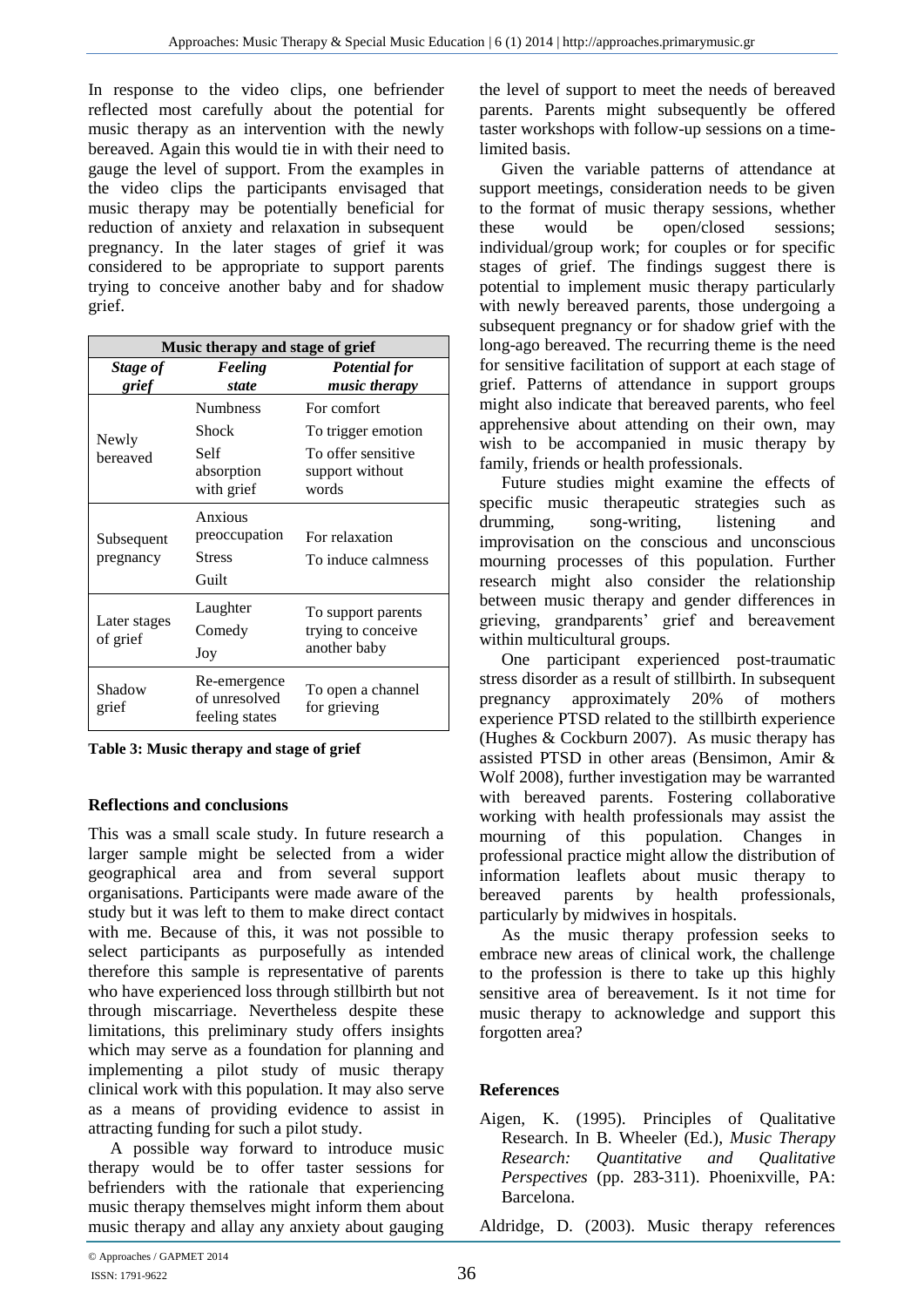In response to the video clips, one befriender reflected most carefully about the potential for music therapy as an intervention with the newly bereaved. Again this would tie in with their need to gauge the level of support. From the examples in the video clips the participants envisaged that music therapy may be potentially beneficial for reduction of anxiety and relaxation in subsequent pregnancy. In the later stages of grief it was considered to be appropriate to support parents trying to conceive another baby and for shadow grief.

| Music therapy and stage of grief | | |
|---|---|---|
| ***Stage of grief*** | ***Feeling state*** | ***Potential for music therapy*** |
| Newly bereaved | Numbness | For comfort |
| | Shock | To trigger emotion |
| | Self absorption with grief | To offer sensitive support without words |
| Subsequent pregnancy | Anxious preoccupation | For relaxation |
| | Stress | To induce calmness |
| | Guilt | |
| Later stages of grief | Laughter | To support parents trying to conceive another baby |
| | Comedy | |
| | Joy | |
| Shadow grief | Re-emergence of unresolved feeling states | To open a channel for grieving |

**Table 3: Music therapy and stage of grief**

## Reflections and conclusions

This was a small scale study. In future research a larger sample might be selected from a wider geographical area and from several support organisations. Participants were made aware of the study but it was left to them to make direct contact with me. Because of this, it was not possible to select participants as purposefully as intended therefore this sample is representative of parents who have experienced loss through stillbirth but not through miscarriage. Nevertheless despite these limitations, this preliminary study offers insights which may serve as a foundation for planning and implementing a pilot study of music therapy clinical work with this population. It may also serve as a means of providing evidence to assist in attracting funding for such a pilot study.

A possible way forward to introduce music therapy would be to offer taster sessions for befrienders with the rationale that experiencing music therapy themselves might inform them about music therapy and allay any anxiety about gauging the level of support to meet the needs of bereaved parents. Parents might subsequently be offered taster workshops with follow-up sessions on a time-limited basis.

Given the variable patterns of attendance at support meetings, consideration needs to be given to the format of music therapy sessions, whether these would be open/closed sessions; individual/group work; for couples or for specific stages of grief. The findings suggest there is potential to implement music therapy particularly with newly bereaved parents, those undergoing a subsequent pregnancy or for shadow grief with the long-ago bereaved. The recurring theme is the need for sensitive facilitation of support at each stage of grief. Patterns of attendance in support groups might also indicate that bereaved parents, who feel apprehensive about attending on their own, may wish to be accompanied in music therapy by family, friends or health professionals.

Future studies might examine the effects of specific music therapeutic strategies such as drumming, song-writing, listening and improvisation on the conscious and unconscious mourning processes of this population. Further research might also consider the relationship between music therapy and gender differences in grieving, grandparents' grief and bereavement within multicultural groups.

One participant experienced post-traumatic stress disorder as a result of stillbirth. In subsequent pregnancy approximately 20% of mothers experience PTSD related to the stillbirth experience (Hughes & Cockburn 2007). As music therapy has assisted PTSD in other areas (Bensimon, Amir & Wolf 2008), further investigation may be warranted with bereaved parents. Fostering collaborative working with health professionals may assist the mourning of this population. Changes in professional practice might allow the distribution of information leaflets about music therapy to bereaved parents by health professionals, particularly by midwives in hospitals.

As the music therapy profession seeks to embrace new areas of clinical work, the challenge to the profession is there to take up this highly sensitive area of bereavement. Is it not time for music therapy to acknowledge and support this forgotten area?

## References

Aigen, K. (1995). Principles of Qualitative Research. In B. Wheeler (Ed.), *Music Therapy Research: Quantitative and Qualitative Perspectives* (pp. 283-311). Phoenixville, PA: Barcelona.

Aldridge, D. (2003). Music therapy references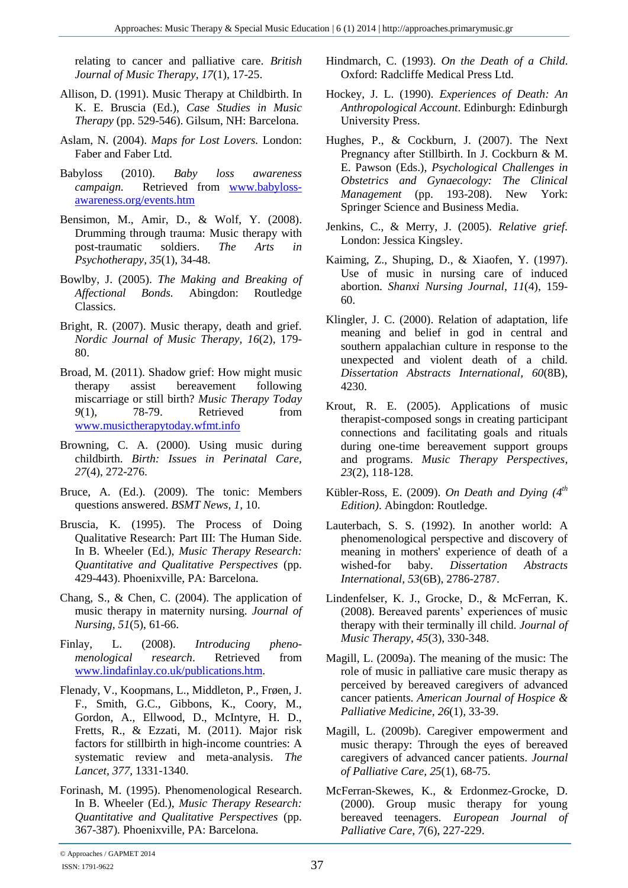relating to cancer and palliative care. *British Journal of Music Therapy*, *17*(1), 17-25.

Allison, D. (1991). Music Therapy at Childbirth. In K. E. Bruscia (Ed.), *Case Studies in Music Therapy* (pp. 529-546). Gilsum, NH: Barcelona.

Aslam, N. (2004). *Maps for Lost Lovers.* London: Faber and Faber Ltd.

Babyloss (2010). *Baby loss awareness campaign*. Retrieved from www.babyloss-awareness.org/events.htm

Bensimon, M., Amir, D., & Wolf, Y. (2008). Drumming through trauma: Music therapy with post-traumatic soldiers. *The Arts in Psychotherapy, 35*(1), 34-48.

Bowlby, J. (2005). *The Making and Breaking of Affectional Bonds.* Abingdon: Routledge Classics.

Bright, R. (2007). Music therapy, death and grief. *Nordic Journal of Music Therapy, 16*(2), 179-80.

Broad, M. (2011). Shadow grief: How might music therapy assist bereavement following miscarriage or still birth? *Music Therapy Today 9*(1), 78-79. Retrieved from www.musictherapytoday.wfmt.info

Browning, C. A. (2000). Using music during childbirth. *Birth: Issues in Perinatal Care, 27*(4), 272-276.

Bruce, A. (Ed.). (2009). The tonic: Members questions answered. *BSMT News, 1,* 10.

Bruscia, K. (1995). The Process of Doing Qualitative Research: Part III: The Human Side. In B. Wheeler (Ed.), *Music Therapy Research: Quantitative and Qualitative Perspectives* (pp. 429-443). Phoenixville, PA: Barcelona.

Chang, S., & Chen, C. (2004). The application of music therapy in maternity nursing. *Journal of Nursing, 51*(5), 61-66.

Finlay, L. (2008). *Introducing phenomenological research*. Retrieved from www.lindafinlay.co.uk/publications.htm.

Flenady, V., Koopmans, L., Middleton, P., Frøen, J. F., Smith, G.C., Gibbons, K., Coory, M., Gordon, A., Ellwood, D., McIntyre, H. D., Fretts, R., & Ezzati, M. (2011). Major risk factors for stillbirth in high-income countries: A systematic review and meta-analysis. *The Lancet, 377,* 1331-1340.

Forinash, M. (1995). Phenomenological Research. In B. Wheeler (Ed.), *Music Therapy Research: Quantitative and Qualitative Perspectives* (pp. 367-387)*.* Phoenixville, PA: Barcelona.

Hindmarch, C. (1993). *On the Death of a Child.* Oxford: Radcliffe Medical Press Ltd.

Hockey, J. L. (1990). *Experiences of Death: An Anthropological Account*. Edinburgh: Edinburgh University Press.

Hughes, P., & Cockburn, J. (2007). The Next Pregnancy after Stillbirth. In J. Cockburn & M. E. Pawson (Eds.), *Psychological Challenges in Obstetrics and Gynaecology: The Clinical Management* (pp. 193-208). New York: Springer Science and Business Media.

Jenkins, C., & Merry, J. (2005). *Relative grief.* London: Jessica Kingsley.

Kaiming, Z., Shuping, D., & Xiaofen, Y. (1997). Use of music in nursing care of induced abortion*. Shanxi Nursing Journal, 11*(4), 159-60.

Klingler, J. C. (2000). Relation of adaptation, life meaning and belief in god in central and southern appalachian culture in response to the unexpected and violent death of a child. *Dissertation Abstracts International, 60*(8B), 4230.

Krout, R. E. (2005). Applications of music therapist-composed songs in creating participant connections and facilitating goals and rituals during one-time bereavement support groups and programs. *Music Therapy Perspectives*, *23*(2), 118-128.

Kübler-Ross, E. (2009). *On Death and Dying (4th Edition)*. Abingdon: Routledge.

Lauterbach, S. S. (1992). In another world: A phenomenological perspective and discovery of meaning in mothers' experience of death of a wished-for baby. *Dissertation Abstracts International, 53*(6B), 2786-2787.

Lindenfelser, K. J., Grocke, D., & McFerran, K. (2008). Bereaved parents' experiences of music therapy with their terminally ill child. *Journal of Music Therapy*, *45*(3), 330-348.

Magill, L. (2009a). The meaning of the music: The role of music in palliative care music therapy as perceived by bereaved caregivers of advanced cancer patients. *American Journal of Hospice & Palliative Medicine, 26*(1)*,* 33-39.

Magill, L. (2009b). Caregiver empowerment and music therapy: Through the eyes of bereaved caregivers of advanced cancer patients. *Journal of Palliative Care, 25*(1), 68-75.

McFerran-Skewes, K., & Erdonmez-Grocke, D. (2000). Group music therapy for young bereaved teenagers. *European Journal of Palliative Care, 7*(6), 227-229.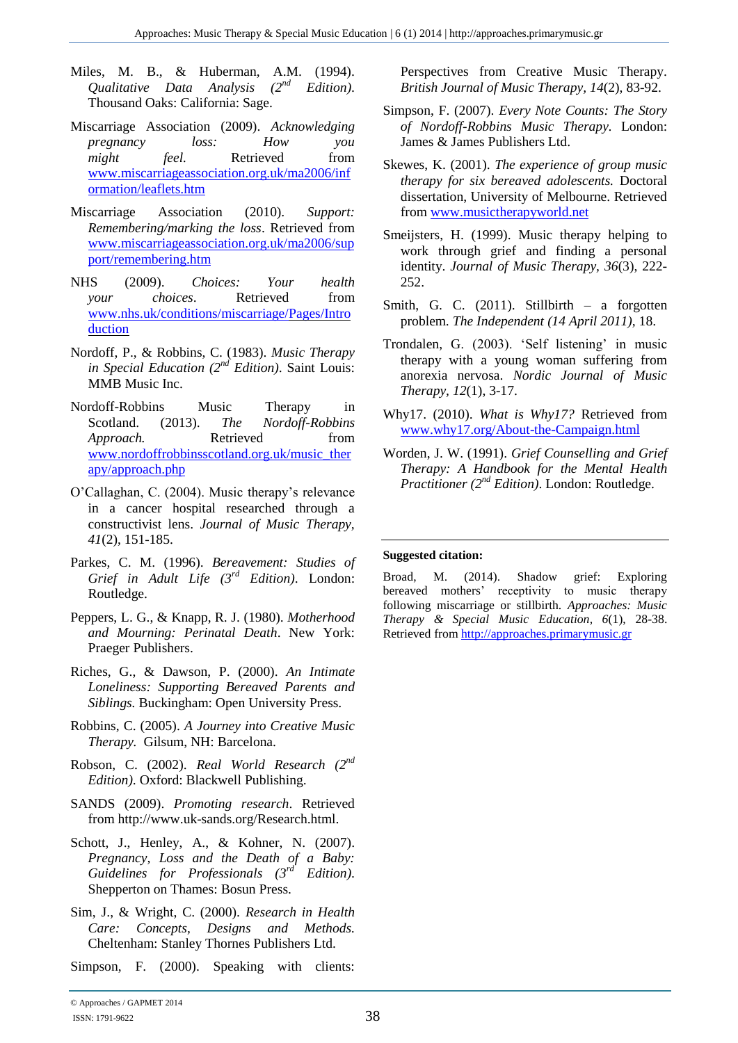Miles, M. B., & Huberman, A.M. (1994). *Qualitative Data Analysis (2nd Edition)*. Thousand Oaks: California: Sage.

Miscarriage Association (2009). *Acknowledging pregnancy loss: How you might feel.* Retrieved from www.miscarriageassociation.org.uk/ma2006/information/leaflets.htm

Miscarriage Association (2010). *Support: Remembering/marking the loss*. Retrieved from www.miscarriageassociation.org.uk/ma2006/support/remembering.htm

NHS (2009). *Choices: Your health your choices*. Retrieved from www.nhs.uk/conditions/miscarriage/Pages/Introduction

Nordoff, P., & Robbins, C. (1983). *Music Therapy in Special Education (2nd Edition)*. Saint Louis: MMB Music Inc.

Nordoff-Robbins Music Therapy in Scotland. (2013). *The Nordoff-Robbins Approach.* Retrieved from www.nordoffrobbinsscotland.org.uk/music_therapy/approach.php

O'Callaghan, C. (2004). Music therapy's relevance in a cancer hospital researched through a constructivist lens. *Journal of Music Therapy, 41*(2), 151-185.

Parkes, C. M. (1996). *Bereavement: Studies of Grief in Adult Life (3rd Edition)*. London: Routledge.

Peppers, L. G., & Knapp, R. J. (1980). *Motherhood and Mourning: Perinatal Death*. New York: Praeger Publishers.

Riches, G., & Dawson, P. (2000). *An Intimate Loneliness: Supporting Bereaved Parents and Siblings.* Buckingham: Open University Press.

Robbins, C. (2005). *A Journey into Creative Music Therapy.* Gilsum, NH: Barcelona.

Robson, C. (2002). *Real World Research (2nd Edition)*. Oxford: Blackwell Publishing.

SANDS (2009). *Promoting research*. Retrieved from http://www.uk-sands.org/Research.html.

Schott, J., Henley, A., & Kohner, N. (2007). *Pregnancy, Loss and the Death of a Baby: Guidelines for Professionals (3rd Edition).* Shepperton on Thames: Bosun Press.

Sim, J., & Wright, C. (2000). *Research in Health Care: Concepts, Designs and Methods.* Cheltenham: Stanley Thornes Publishers Ltd.

Simpson, F. (2000). Speaking with clients: Perspectives from Creative Music Therapy. *British Journal of Music Therapy, 14*(2), 83-92.

Simpson, F. (2007). *Every Note Counts: The Story of Nordoff-Robbins Music Therapy*. London: James & James Publishers Ltd.

Skewes, K. (2001). *The experience of group music therapy for six bereaved adolescents.* Doctoral dissertation, University of Melbourne. Retrieved from www.musictherapyworld.net

Smeijsters, H. (1999). Music therapy helping to work through grief and finding a personal identity. *Journal of Music Therapy, 36*(3), 222-252.

Smith, G. C. (2011). Stillbirth – a forgotten problem. *The Independent (14 April 2011)*, 18.

Trondalen, G. (2003). 'Self listening' in music therapy with a young woman suffering from anorexia nervosa. *Nordic Journal of Music Therapy, 12*(1), 3-17.

Why17. (2010). *What is Why17?* Retrieved from www.why17.org/About-the-Campaign.html

Worden, J. W. (1991). *Grief Counselling and Grief Therapy: A Handbook for the Mental Health Practitioner (2nd Edition)*. London: Routledge.

---

**Suggested citation:**

Broad, M. (2014). Shadow grief: Exploring bereaved mothers' receptivity to music therapy following miscarriage or stillbirth. *Approaches: Music Therapy & Special Music Education, 6*(1), 28-38. Retrieved from http://approaches.primarymusic.gr